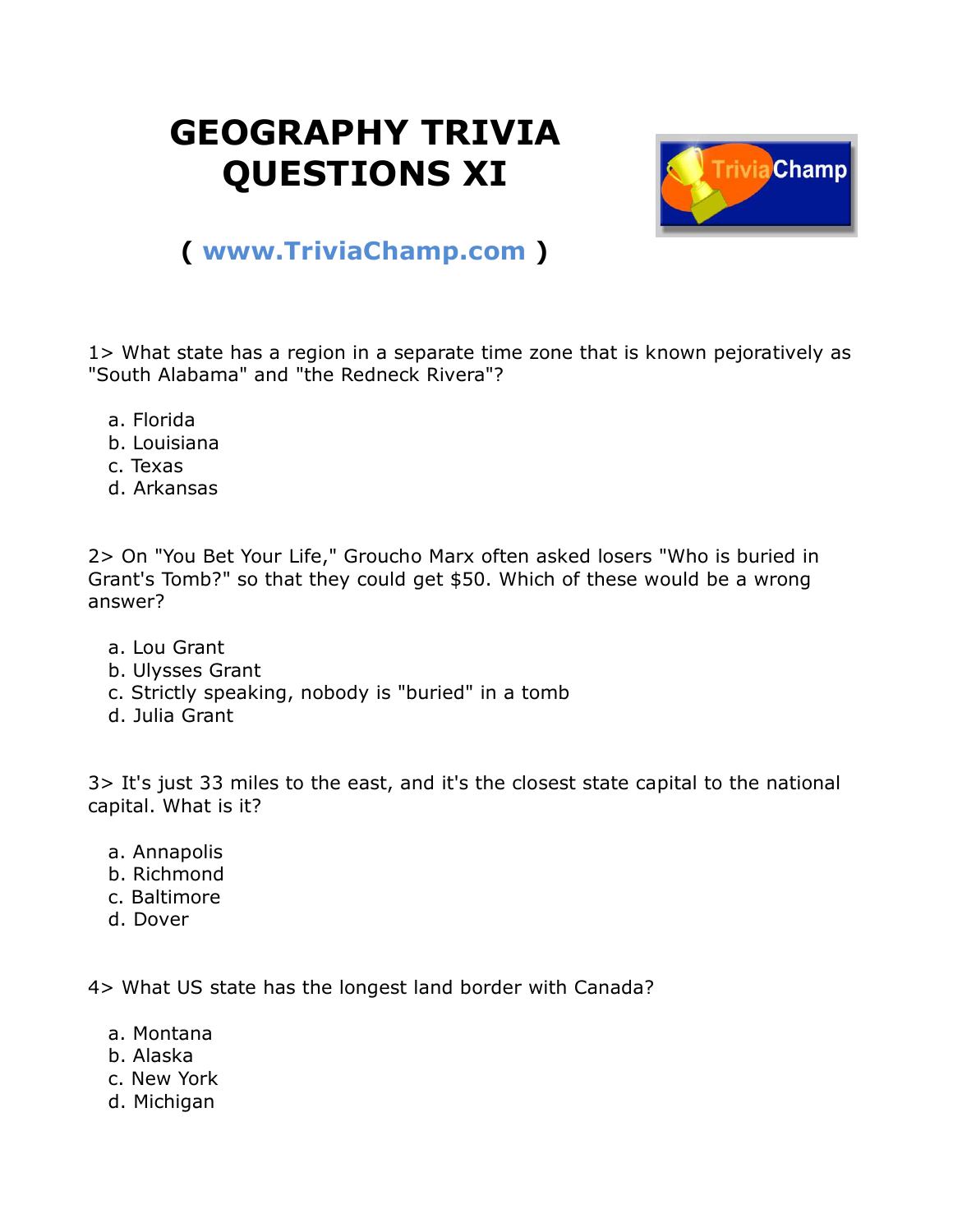# GEOGRAPHY TRIVIA QUESTIONS XI

( www.TriviaChamp.com )

1> What state has a region in a separate time zone that is known pejoratively as "South Alabama" and "the Redneck Rivera"?

a. Florida
b. Louisiana
c. Texas
d. Arkansas

2> On "You Bet Your Life," Groucho Marx often asked losers "Who is buried in Grant's Tomb?" so that they could get $50. Which of these would be a wrong answer?

a. Lou Grant
b. Ulysses Grant
c. Strictly speaking, nobody is "buried" in a tomb
d. Julia Grant

3> It's just 33 miles to the east, and it's the closest state capital to the national capital. What is it?

a. Annapolis
b. Richmond
c. Baltimore
d. Dover

4> What US state has the longest land border with Canada?

a. Montana
b. Alaska
c. New York
d. Michigan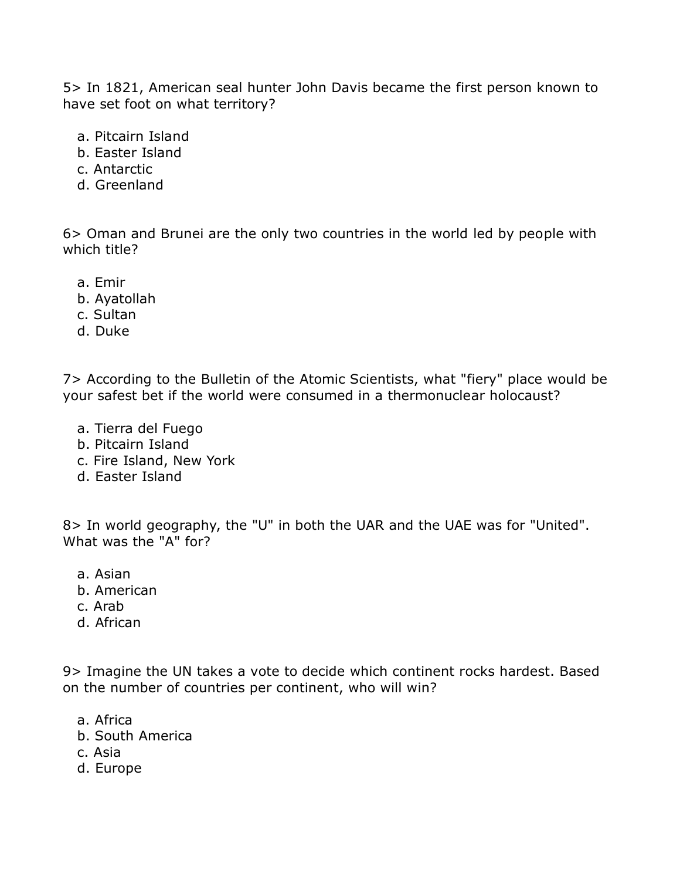5> In 1821, American seal hunter John Davis became the first person known to have set foot on what territory?

a. Pitcairn Island
b. Easter Island
c. Antarctic
d. Greenland

6> Oman and Brunei are the only two countries in the world led by people with which title?

a. Emir
b. Ayatollah
c. Sultan
d. Duke

7> According to the Bulletin of the Atomic Scientists, what "fiery" place would be your safest bet if the world were consumed in a thermonuclear holocaust?

a. Tierra del Fuego
b. Pitcairn Island
c. Fire Island, New York
d. Easter Island

8> In world geography, the "U" in both the UAR and the UAE was for "United". What was the "A" for?

a. Asian
b. American
c. Arab
d. African

9> Imagine the UN takes a vote to decide which continent rocks hardest. Based on the number of countries per continent, who will win?

a. Africa
b. South America
c. Asia
d. Europe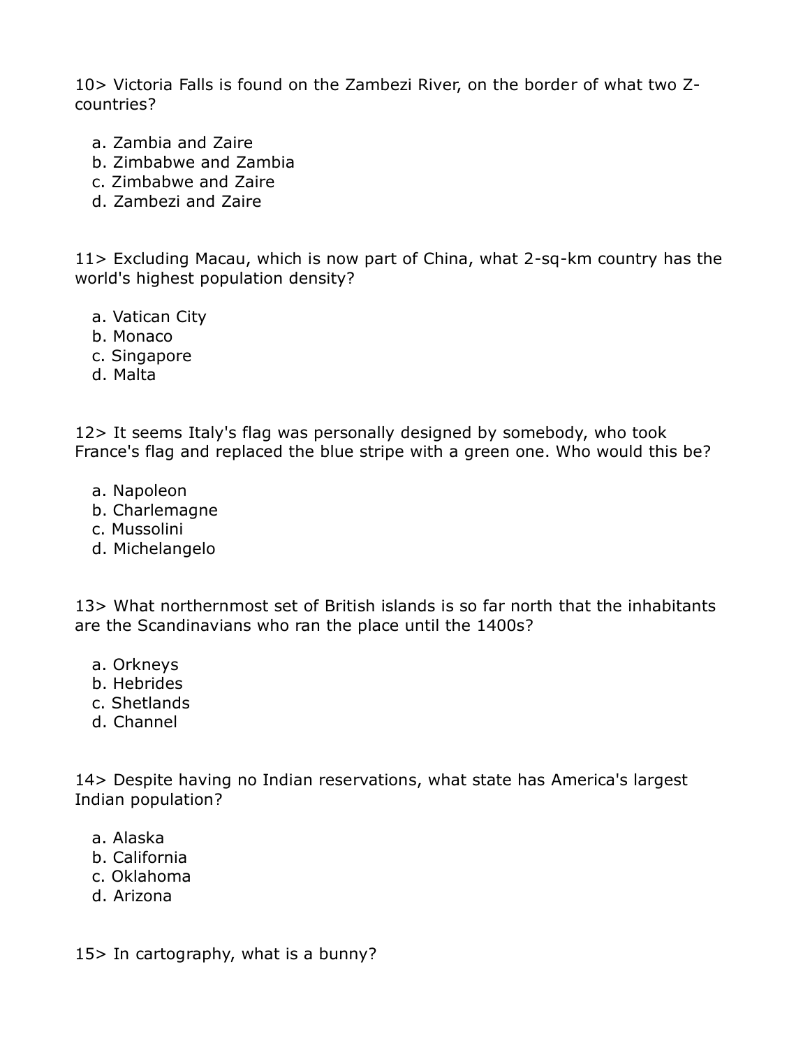10> Victoria Falls is found on the Zambezi River, on the border of what two Z-countries?

a. Zambia and Zaire
b. Zimbabwe and Zambia
c. Zimbabwe and Zaire
d. Zambezi and Zaire

11> Excluding Macau, which is now part of China, what 2-sq-km country has the world's highest population density?

a. Vatican City
b. Monaco
c. Singapore
d. Malta

12> It seems Italy's flag was personally designed by somebody, who took France's flag and replaced the blue stripe with a green one. Who would this be?

a. Napoleon
b. Charlemagne
c. Mussolini
d. Michelangelo

13> What northernmost set of British islands is so far north that the inhabitants are the Scandinavians who ran the place until the 1400s?

a. Orkneys
b. Hebrides
c. Shetlands
d. Channel

14> Despite having no Indian reservations, what state has America's largest Indian population?

a. Alaska
b. California
c. Oklahoma
d. Arizona

15> In cartography, what is a bunny?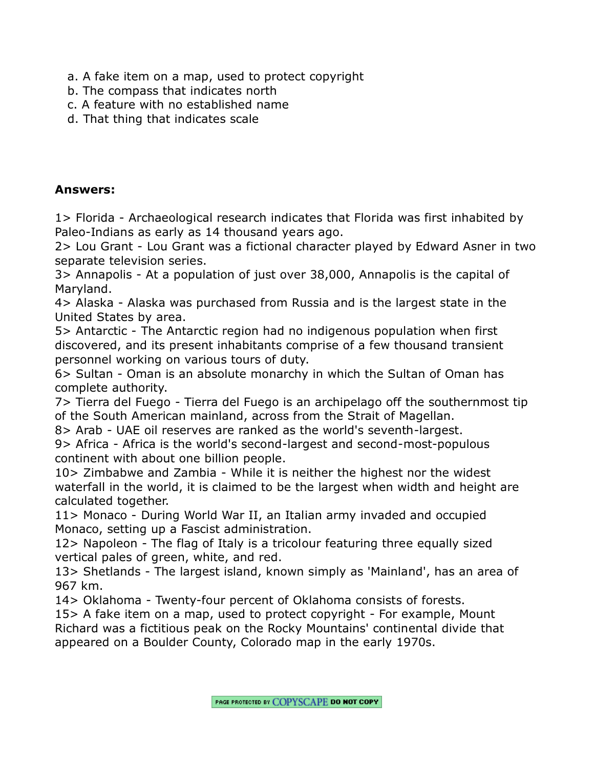a. A fake item on a map, used to protect copyright
b. The compass that indicates north
c. A feature with no established name
d. That thing that indicates scale

**Answers:**

1> Florida - Archaeological research indicates that Florida was first inhabited by Paleo-Indians as early as 14 thousand years ago.
2> Lou Grant - Lou Grant was a fictional character played by Edward Asner in two separate television series.
3> Annapolis - At a population of just over 38,000, Annapolis is the capital of Maryland.
4> Alaska - Alaska was purchased from Russia and is the largest state in the United States by area.
5> Antarctic - The Antarctic region had no indigenous population when first discovered, and its present inhabitants comprise of a few thousand transient personnel working on various tours of duty.
6> Sultan - Oman is an absolute monarchy in which the Sultan of Oman has complete authority.
7> Tierra del Fuego - Tierra del Fuego is an archipelago off the southernmost tip of the South American mainland, across from the Strait of Magellan.
8> Arab - UAE oil reserves are ranked as the world's seventh-largest.
9> Africa - Africa is the world's second-largest and second-most-populous continent with about one billion people.
10> Zimbabwe and Zambia - While it is neither the highest nor the widest waterfall in the world, it is claimed to be the largest when width and height are calculated together.
11> Monaco - During World War II, an Italian army invaded and occupied Monaco, setting up a Fascist administration.
12> Napoleon - The flag of Italy is a tricolour featuring three equally sized vertical pales of green, white, and red.
13> Shetlands - The largest island, known simply as 'Mainland', has an area of 967 km.
14> Oklahoma - Twenty-four percent of Oklahoma consists of forests.
15> A fake item on a map, used to protect copyright - For example, Mount Richard was a fictitious peak on the Rocky Mountains' continental divide that appeared on a Boulder County, Colorado map in the early 1970s.

PAGE PROTECTED BY COPYSCAPE DO NOT COPY